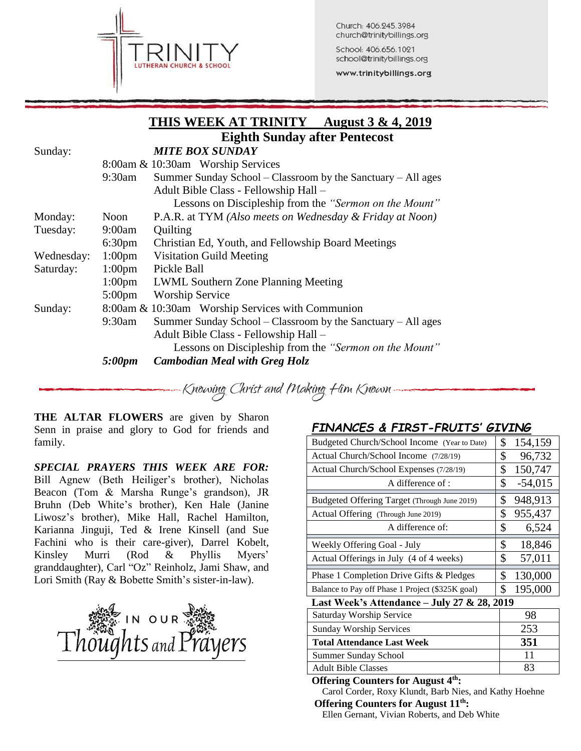TRINITY LUTHERAN CHURCH & SCHOOL

Church: 406.245.3984
church@trinitybillings.org

School: 406.656.1021
school@trinitybillings.org

www.trinitybillings.org

# THIS WEEK AT TRINITY August 3 & 4, 2019

## Eighth Sunday after Pentecost

| | | |
|---|---|---|
| Sunday: | | ***MITE BOX SUNDAY*** |
| | 8:00am & 10:30am | Worship Services |
| | 9:30am | Summer Sunday School – Classroom by the Sanctuary – All ages |
| | | Adult Bible Class - Fellowship Hall – Lessons on Discipleship from the *"Sermon on the Mount"* |
| Monday: | Noon | P.A.R. at TYM *(Also meets on Wednesday & Friday at Noon)* |
| Tuesday: | 9:00am | Quilting |
| | 6:30pm | Christian Ed, Youth, and Fellowship Board Meetings |
| Wednesday: | 1:00pm | Visitation Guild Meeting |
| Saturday: | 1:00pm | Pickle Ball |
| | 1:00pm | LWML Southern Zone Planning Meeting |
| | 5:00pm | Worship Service |
| Sunday: | 8:00am & 10:30am | Worship Services with Communion |
| | 9:30am | Summer Sunday School – Classroom by the Sanctuary – All ages |
| | | Adult Bible Class - Fellowship Hall – Lessons on Discipleship from the *"Sermon on the Mount"* |
| | ***5:00pm*** | ***Cambodian Meal with Greg Holz*** |

*Knowing Christ and Making Him Known*

**THE ALTAR FLOWERS** are given by Sharon Senn in praise and glory to God for friends and family.

***SPECIAL PRAYERS THIS WEEK ARE FOR:*** Bill Agnew (Beth Heiliger's brother), Nicholas Beacon (Tom & Marsha Runge's grandson), JR Bruhn (Deb White's brother), Ken Hale (Janine Liwosz's brother), Mike Hall, Rachel Hamilton, Karianna Jinguji, Ted & Irene Kinsell (and Sue Fachini who is their care-giver), Darrel Kobelt, Kinsley Murri (Rod & Phyllis Myers' granddaughter), Carl "Oz" Reinholz, Jami Shaw, and Lori Smith (Ray & Bobette Smith's sister-in-law).

IN OUR Thoughts and Prayers

## *FINANCES & FIRST-FRUITS' GIVING*

| | |
|---|---|
| Budgeted Church/School Income (Year to Date) | $ 154,159 |
| Actual Church/School Income (7/28/19) | $ 96,732 |
| Actual Church/School Expenses (7/28/19) | $ 150,747 |
| A difference of : | $ -54,015 |
| Budgeted Offering Target (Through June 2019) | $ 948,913 |
| Actual Offering (Through June 2019) | $ 955,437 |
| A difference of: | $ 6,524 |
| Weekly Offering Goal - July | $ 18,846 |
| Actual Offerings in July (4 of 4 weeks) | $ 57,011 |
| Phase 1 Completion Drive Gifts & Pledges | $ 130,000 |
| Balance to Pay off Phase 1 Project ($325K goal) | $ 195,000 |

**Last Week's Attendance – July 27 & 28, 2019**

| | |
|---|---|
| Saturday Worship Service | 98 |
| Sunday Worship Services | 253 |
| **Total Attendance Last Week** | **351** |
| Summer Sunday School | 11 |
| Adult Bible Classes | 83 |

**Offering Counters for August 4th:**
Carol Corder, Roxy Klundt, Barb Nies, and Kathy Hoehne

**Offering Counters for August 11th:**
Ellen Gernant, Vivian Roberts, and Deb White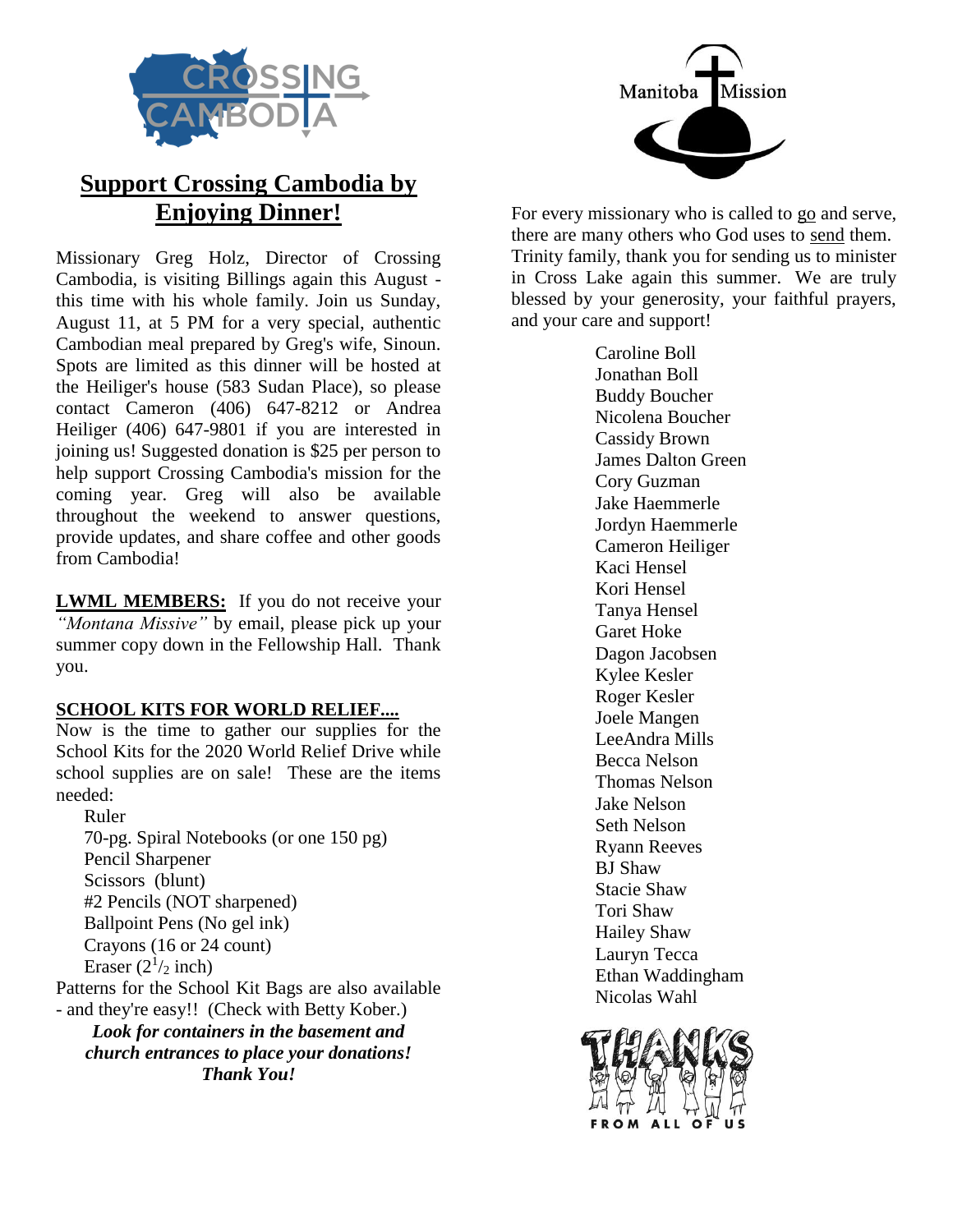## Support Crossing Cambodia by Enjoying Dinner!

Missionary Greg Holz, Director of Crossing Cambodia, is visiting Billings again this August - this time with his whole family. Join us Sunday, August 11, at 5 PM for a very special, authentic Cambodian meal prepared by Greg's wife, Sinoun. Spots are limited as this dinner will be hosted at the Heiliger's house (583 Sudan Place), so please contact Cameron (406) 647-8212 or Andrea Heiliger (406) 647-9801 if you are interested in joining us! Suggested donation is $25 per person to help support Crossing Cambodia's mission for the coming year. Greg will also be available throughout the weekend to answer questions, provide updates, and share coffee and other goods from Cambodia!

**LWML MEMBERS:** If you do not receive your *"Montana Missive"* by email, please pick up your summer copy down in the Fellowship Hall. Thank you.

**SCHOOL KITS FOR WORLD RELIEF....**

Now is the time to gather our supplies for the School Kits for the 2020 World Relief Drive while school supplies are on sale! These are the items needed:

- Ruler
- 70-pg. Spiral Notebooks (or one 150 pg)
- Pencil Sharpener
- Scissors (blunt)
- #2 Pencils (NOT sharpened)
- Ballpoint Pens (No gel ink)
- Crayons (16 or 24 count)
- Eraser ($2^1/_2$ inch)

Patterns for the School Kit Bags are also available - and they're easy!! (Check with Betty Kober.)

***Look for containers in the basement and church entrances to place your donations! Thank You!***

Manitoba Mission

For every missionary who is called to go and serve, there are many others who God uses to send them. Trinity family, thank you for sending us to minister in Cross Lake again this summer. We are truly blessed by your generosity, your faithful prayers, and your care and support!

Caroline Boll
Jonathan Boll
Buddy Boucher
Nicolena Boucher
Cassidy Brown
James Dalton Green
Cory Guzman
Jake Haemmerle
Jordyn Haemmerle
Cameron Heiliger
Kaci Hensel
Kori Hensel
Tanya Hensel
Garet Hoke
Dagon Jacobsen
Kylee Kesler
Roger Kesler
Joele Mangen
LeeAndra Mills
Becca Nelson
Thomas Nelson
Jake Nelson
Seth Nelson
Ryann Reeves
BJ Shaw
Stacie Shaw
Tori Shaw
Hailey Shaw
Lauryn Tecca
Ethan Waddingham
Nicolas Wahl

THANKS FROM ALL OF US